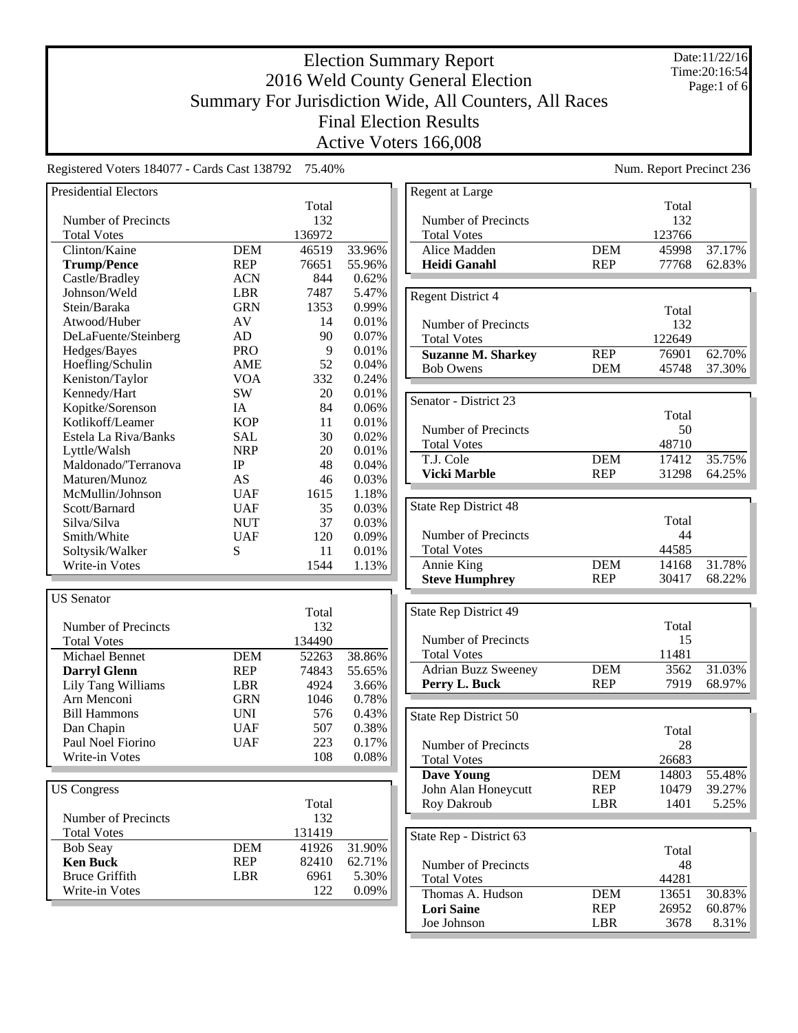# Election Summary Report

## 2016 Weld County General Election

## Summary For Jurisdiction Wide, All Counters, All Races

## Final Election Results

## Active Voters 166,008

Date:11/22/16
Time:20:16:54

Registered Voters 184077 - Cards Cast 138792 75.40%

Num. Report Precinct 236

### Presidential Electors

| | | Total | |
|---|---|---|---|
| Number of Precincts | | 132 | |
| Total Votes | | 136972 | |
| Clinton/Kaine | DEM | 46519 | 33.96% |
| **Trump/Pence** | REP | 76651 | 55.96% |
| Castle/Bradley | ACN | 844 | 0.62% |
| Johnson/Weld | LBR | 7487 | 5.47% |
| Stein/Baraka | GRN | 1353 | 0.99% |
| Atwood/Huber | AV | 14 | 0.01% |
| DeLaFuente/Steinberg | AD | 90 | 0.07% |
| Hedges/Bayes | PRO | 9 | 0.01% |
| Hoefling/Schulin | AME | 52 | 0.04% |
| Keniston/Taylor | VOA | 332 | 0.24% |
| Kennedy/Hart | SW | 20 | 0.01% |
| Kopitke/Sorenson | IA | 84 | 0.06% |
| Kotlikoff/Leamer | KOP | 11 | 0.01% |
| Estela La Riva/Banks | SAL | 30 | 0.02% |
| Lyttle/Walsh | NRP | 20 | 0.01% |
| Maldonado/'Terranova | IP | 48 | 0.04% |
| Maturen/Munoz | AS | 46 | 0.03% |
| McMullin/Johnson | UAF | 1615 | 1.18% |
| Scott/Barnard | UAF | 35 | 0.03% |
| Silva/Silva | NUT | 37 | 0.03% |
| Smith/White | UAF | 120 | 0.09% |
| Soltysik/Walker | S | 11 | 0.01% |
| Write-in Votes | | 1544 | 1.13% |

### US Senator

| | | Total | |
|---|---|---|---|
| Number of Precincts | | 132 | |
| Total Votes | | 134490 | |
| Michael Bennet | DEM | 52263 | 38.86% |
| **Darryl Glenn** | REP | 74843 | 55.65% |
| Lily Tang Williams | LBR | 4924 | 3.66% |
| Arn Menconi | GRN | 1046 | 0.78% |
| Bill Hammons | UNI | 576 | 0.43% |
| Dan Chapin | UAF | 507 | 0.38% |
| Paul Noel Fiorino | UAF | 223 | 0.17% |
| Write-in Votes | | 108 | 0.08% |

### US Congress

| | | Total | |
|---|---|---|---|
| Number of Precincts | | 132 | |
| Total Votes | | 131419 | |
| Bob Seay | DEM | 41926 | 31.90% |
| **Ken Buck** | REP | 82410 | 62.71% |
| Bruce Griffith | LBR | 6961 | 5.30% |
| Write-in Votes | | 122 | 0.09% |

### Regent at Large

| | | Total | |
|---|---|---|---|
| Number of Precincts | | 132 | |
| Total Votes | | 123766 | |
| Alice Madden | DEM | 45998 | 37.17% |
| **Heidi Ganahl** | REP | 77768 | 62.83% |

### Regent District 4

| | | Total | |
|---|---|---|---|
| Number of Precincts | | 132 | |
| Total Votes | | 122649 | |
| **Suzanne M. Sharkey** | REP | 76901 | 62.70% |
| Bob Owens | DEM | 45748 | 37.30% |

### Senator - District 23

| | | Total | |
|---|---|---|---|
| Number of Precincts | | 50 | |
| Total Votes | | 48710 | |
| T.J. Cole | DEM | 17412 | 35.75% |
| **Vicki Marble** | REP | 31298 | 64.25% |

### State Rep District 48

| | | Total | |
|---|---|---|---|
| Number of Precincts | | 44 | |
| Total Votes | | 44585 | |
| Annie King | DEM | 14168 | 31.78% |
| **Steve Humphrey** | REP | 30417 | 68.22% |

### State Rep District 49

| | | Total | |
|---|---|---|---|
| Number of Precincts | | 15 | |
| Total Votes | | 11481 | |
| Adrian Buzz Sweeney | DEM | 3562 | 31.03% |
| **Perry L. Buck** | REP | 7919 | 68.97% |

### State Rep District 50

| | | Total | |
|---|---|---|---|
| Number of Precincts | | 28 | |
| Total Votes | | 26683 | |
| **Dave Young** | DEM | 14803 | 55.48% |
| John Alan Honeycutt | REP | 10479 | 39.27% |
| Roy Dakroub | LBR | 1401 | 5.25% |

### State Rep - District 63

| | | Total | |
|---|---|---|---|
| Number of Precincts | | 48 | |
| Total Votes | | 44281 | |
| Thomas A. Hudson | DEM | 13651 | 30.83% |
| **Lori Saine** | REP | 26952 | 60.87% |
| Joe Johnson | LBR | 3678 | 8.31% |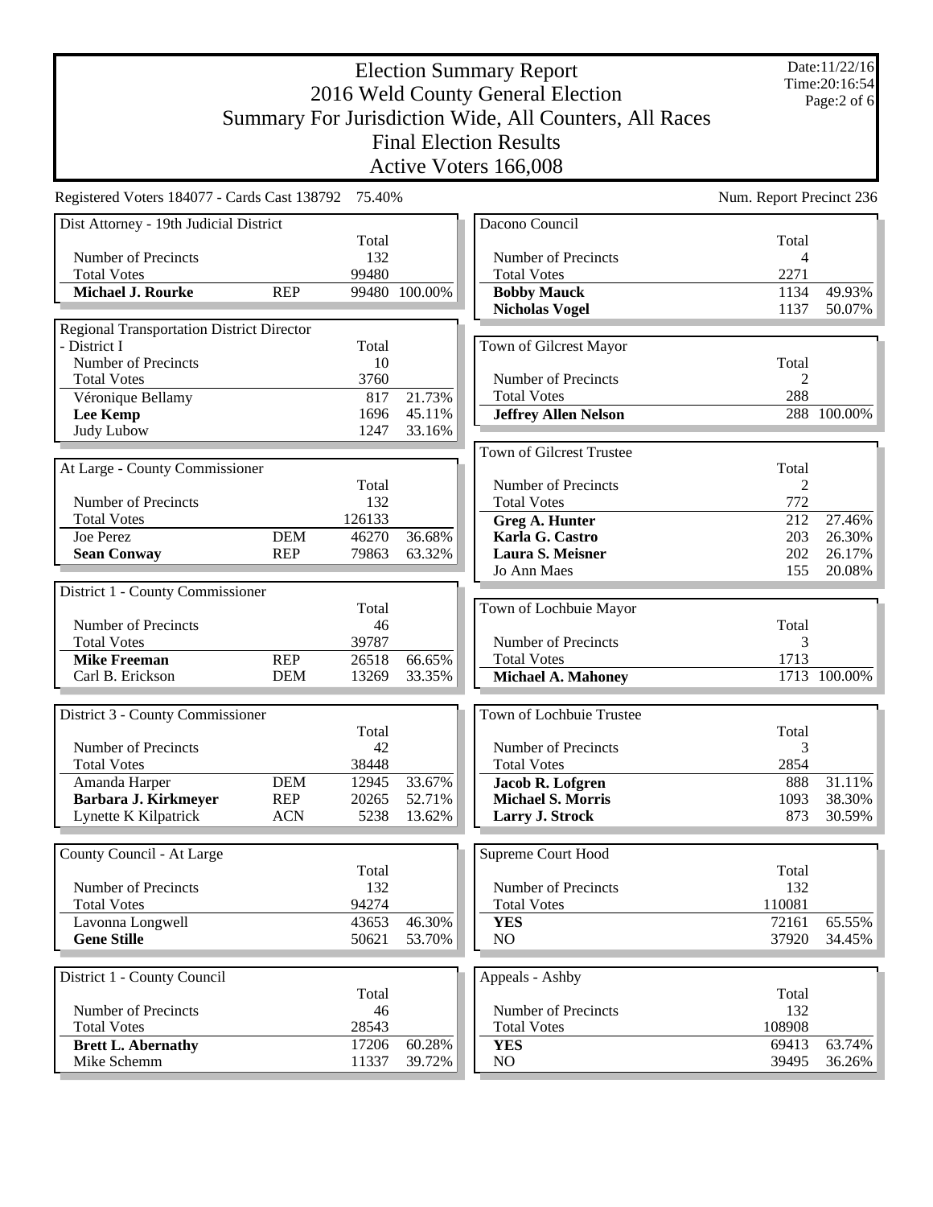# Election Summary Report
## 2016 Weld County General Election
## Summary For Jurisdiction Wide, All Counters, All Races
## Final Election Results
## Active Voters 166,008

Date:11/22/16
Time:20:16:54

Registered Voters 184077 - Cards Cast 138792 75.40%

Num. Report Precinct 236

### Dist Attorney - 19th Judicial District

| | | Total | |
|---|---|---|---|
| Number of Precincts | | 132 | |
| Total Votes | | 99480 | |
| **Michael J. Rourke** | REP | 99480 | 100.00% |

### Regional Transportation District Director - District I

| | Total | |
|---|---|---|
| Number of Precincts | 10 | |
| Total Votes | 3760 | |
| Véronique Bellamy | 817 | 21.73% |
| **Lee Kemp** | 1696 | 45.11% |
| Judy Lubow | 1247 | 33.16% |

### At Large - County Commissioner

| | | Total | |
|---|---|---|---|
| Number of Precincts | | 132 | |
| Total Votes | | 126133 | |
| Joe Perez | DEM | 46270 | 36.68% |
| **Sean Conway** | REP | 79863 | 63.32% |

### District 1 - County Commissioner

| | | Total | |
|---|---|---|---|
| Number of Precincts | | 46 | |
| Total Votes | | 39787 | |
| **Mike Freeman** | REP | 26518 | 66.65% |
| Carl B. Erickson | DEM | 13269 | 33.35% |

### District 3 - County Commissioner

| | | Total | |
|---|---|---|---|
| Number of Precincts | | 42 | |
| Total Votes | | 38448 | |
| Amanda Harper | DEM | 12945 | 33.67% |
| **Barbara J. Kirkmeyer** | REP | 20265 | 52.71% |
| Lynette K Kilpatrick | ACN | 5238 | 13.62% |

### County Council - At Large

| | Total | |
|---|---|---|
| Number of Precincts | 132 | |
| Total Votes | 94274 | |
| Lavonna Longwell | 43653 | 46.30% |
| **Gene Stille** | 50621 | 53.70% |

### District 1 - County Council

| | Total | |
|---|---|---|
| Number of Precincts | 46 | |
| Total Votes | 28543 | |
| **Brett L. Abernathy** | 17206 | 60.28% |
| Mike Schemm | 11337 | 39.72% |

### Dacono Council

| | Total | |
|---|---|---|
| Number of Precincts | 4 | |
| Total Votes | 2271 | |
| **Bobby Mauck** | 1134 | 49.93% |
| **Nicholas Vogel** | 1137 | 50.07% |

### Town of Gilcrest Mayor

| | Total | |
|---|---|---|
| Number of Precincts | 2 | |
| Total Votes | 288 | |
| **Jeffrey Allen Nelson** | 288 | 100.00% |

### Town of Gilcrest Trustee

| | Total | |
|---|---|---|
| Number of Precincts | 2 | |
| Total Votes | 772 | |
| **Greg A. Hunter** | 212 | 27.46% |
| **Karla G. Castro** | 203 | 26.30% |
| **Laura S. Meisner** | 202 | 26.17% |
| Jo Ann Maes | 155 | 20.08% |

### Town of Lochbuie Mayor

| | Total | |
|---|---|---|
| Number of Precincts | 3 | |
| Total Votes | 1713 | |
| **Michael A. Mahoney** | 1713 | 100.00% |

### Town of Lochbuie Trustee

| | Total | |
|---|---|---|
| Number of Precincts | 3 | |
| Total Votes | 2854 | |
| **Jacob R. Lofgren** | 888 | 31.11% |
| **Michael S. Morris** | 1093 | 38.30% |
| **Larry J. Strock** | 873 | 30.59% |

### Supreme Court Hood

| | Total | |
|---|---|---|
| Number of Precincts | 132 | |
| Total Votes | 110081 | |
| **YES** | 72161 | 65.55% |
| NO | 37920 | 34.45% |

### Appeals - Ashby

| | Total | |
|---|---|---|
| Number of Precincts | 132 | |
| Total Votes | 108908 | |
| **YES** | 69413 | 63.74% |
| NO | 39495 | 36.26% |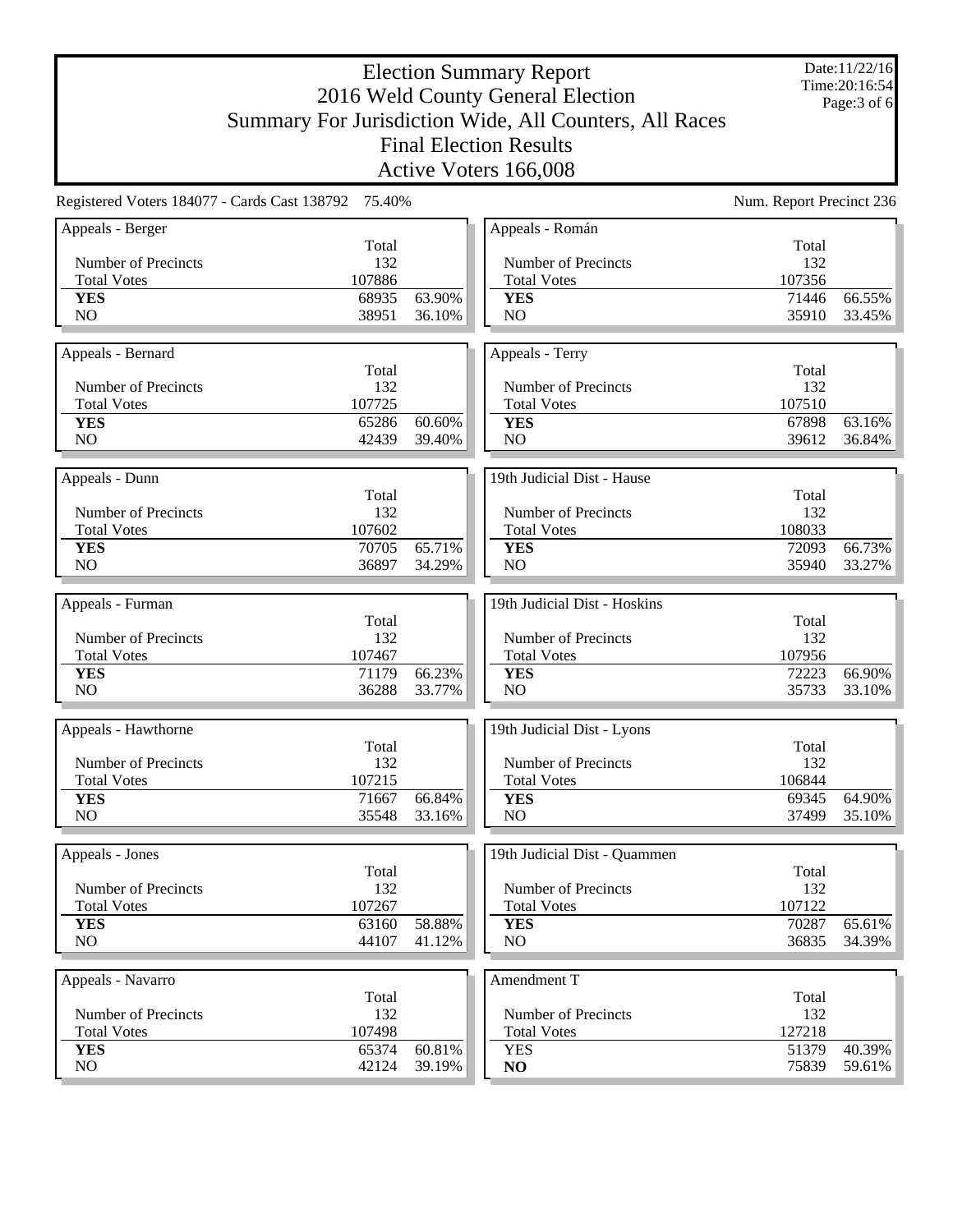# Election Summary Report
## 2016 Weld County General Election
## Summary For Jurisdiction Wide, All Counters, All Races
## Final Election Results
## Active Voters 166,008

Date:11/22/16
Time:20:16:54

Registered Voters 184077 - Cards Cast 138792 75.40%

Num. Report Precinct 236

### Appeals - Berger

| | Total | |
|---|---|---|
| Number of Precincts | 132 | |
| Total Votes | 107886 | |
| **YES** | 68935 | 63.90% |
| NO | 38951 | 36.10% |

### Appeals - Bernard

| | Total | |
|---|---|---|
| Number of Precincts | 132 | |
| Total Votes | 107725 | |
| **YES** | 65286 | 60.60% |
| NO | 42439 | 39.40% |

### Appeals - Dunn

| | Total | |
|---|---|---|
| Number of Precincts | 132 | |
| Total Votes | 107602 | |
| **YES** | 70705 | 65.71% |
| NO | 36897 | 34.29% |

### Appeals - Furman

| | Total | |
|---|---|---|
| Number of Precincts | 132 | |
| Total Votes | 107467 | |
| **YES** | 71179 | 66.23% |
| NO | 36288 | 33.77% |

### Appeals - Hawthorne

| | Total | |
|---|---|---|
| Number of Precincts | 132 | |
| Total Votes | 107215 | |
| **YES** | 71667 | 66.84% |
| NO | 35548 | 33.16% |

### Appeals - Jones

| | Total | |
|---|---|---|
| Number of Precincts | 132 | |
| Total Votes | 107267 | |
| **YES** | 63160 | 58.88% |
| NO | 44107 | 41.12% |

### Appeals - Navarro

| | Total | |
|---|---|---|
| Number of Precincts | 132 | |
| Total Votes | 107498 | |
| **YES** | 65374 | 60.81% |
| NO | 42124 | 39.19% |

### Appeals - Román

| | Total | |
|---|---|---|
| Number of Precincts | 132 | |
| Total Votes | 107356 | |
| **YES** | 71446 | 66.55% |
| NO | 35910 | 33.45% |

### Appeals - Terry

| | Total | |
|---|---|---|
| Number of Precincts | 132 | |
| Total Votes | 107510 | |
| **YES** | 67898 | 63.16% |
| NO | 39612 | 36.84% |

### 19th Judicial Dist - Hause

| | Total | |
|---|---|---|
| Number of Precincts | 132 | |
| Total Votes | 108033 | |
| **YES** | 72093 | 66.73% |
| NO | 35940 | 33.27% |

### 19th Judicial Dist - Hoskins

| | Total | |
|---|---|---|
| Number of Precincts | 132 | |
| Total Votes | 107956 | |
| **YES** | 72223 | 66.90% |
| NO | 35733 | 33.10% |

### 19th Judicial Dist - Lyons

| | Total | |
|---|---|---|
| Number of Precincts | 132 | |
| Total Votes | 106844 | |
| **YES** | 69345 | 64.90% |
| NO | 37499 | 35.10% |

### 19th Judicial Dist - Quammen

| | Total | |
|---|---|---|
| Number of Precincts | 132 | |
| Total Votes | 107122 | |
| **YES** | 70287 | 65.61% |
| NO | 36835 | 34.39% |

### Amendment T

| | Total | |
|---|---|---|
| Number of Precincts | 132 | |
| Total Votes | 127218 | |
| YES | 51379 | 40.39% |
| **NO** | 75839 | 59.61% |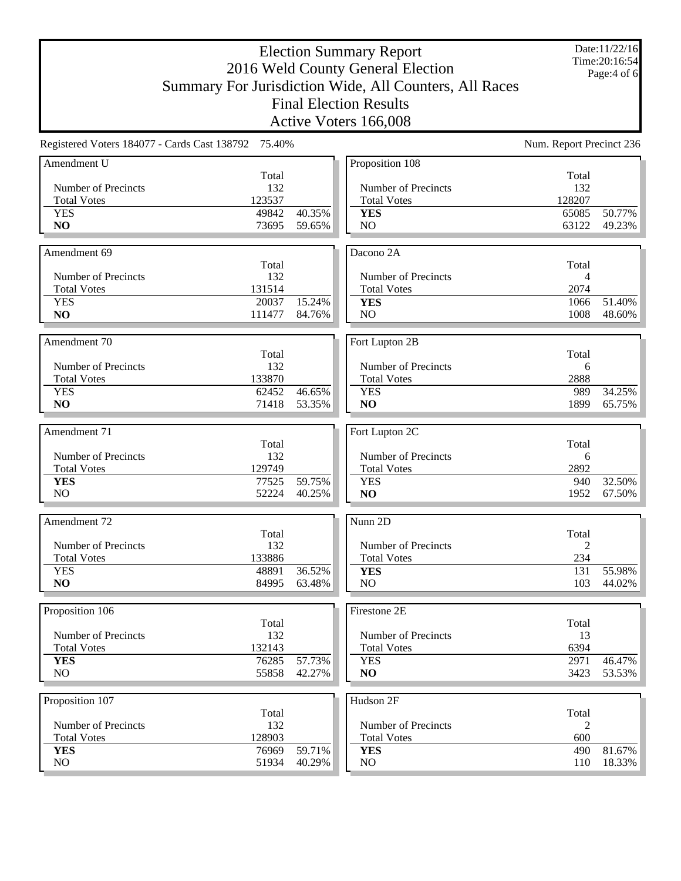# Election Summary Report

## 2016 Weld County General Election

## Summary For Jurisdiction Wide, All Counters, All Races

## Final Election Results

## Active Voters 166,008

Date:11/22/16
Time:20:16:54

Registered Voters 184077 - Cards Cast 138792 75.40%

Num. Report Precinct 236

### Amendment U

| | Total | |
|---|---|---|
| Number of Precincts | 132 | |
| Total Votes | 123537 | |
| YES | 49842 | 40.35% |
| **NO** | 73695 | 59.65% |

### Amendment 69

| | Total | |
|---|---|---|
| Number of Precincts | 132 | |
| Total Votes | 131514 | |
| YES | 20037 | 15.24% |
| **NO** | 111477 | 84.76% |

### Amendment 70

| | Total | |
|---|---|---|
| Number of Precincts | 132 | |
| Total Votes | 133870 | |
| YES | 62452 | 46.65% |
| **NO** | 71418 | 53.35% |

### Amendment 71

| | Total | |
|---|---|---|
| Number of Precincts | 132 | |
| Total Votes | 129749 | |
| **YES** | 77525 | 59.75% |
| NO | 52224 | 40.25% |

### Amendment 72

| | Total | |
|---|---|---|
| Number of Precincts | 132 | |
| Total Votes | 133886 | |
| YES | 48891 | 36.52% |
| **NO** | 84995 | 63.48% |

### Proposition 106

| | Total | |
|---|---|---|
| Number of Precincts | 132 | |
| Total Votes | 132143 | |
| **YES** | 76285 | 57.73% |
| NO | 55858 | 42.27% |

### Proposition 107

| | Total | |
|---|---|---|
| Number of Precincts | 132 | |
| Total Votes | 128903 | |
| **YES** | 76969 | 59.71% |
| NO | 51934 | 40.29% |

### Proposition 108

| | Total | |
|---|---|---|
| Number of Precincts | 132 | |
| Total Votes | 128207 | |
| **YES** | 65085 | 50.77% |
| NO | 63122 | 49.23% |

### Dacono 2A

| | Total | |
|---|---|---|
| Number of Precincts | 4 | |
| Total Votes | 2074 | |
| **YES** | 1066 | 51.40% |
| NO | 1008 | 48.60% |

### Fort Lupton 2B

| | Total | |
|---|---|---|
| Number of Precincts | 6 | |
| Total Votes | 2888 | |
| YES | 989 | 34.25% |
| **NO** | 1899 | 65.75% |

### Fort Lupton 2C

| | Total | |
|---|---|---|
| Number of Precincts | 6 | |
| Total Votes | 2892 | |
| YES | 940 | 32.50% |
| **NO** | 1952 | 67.50% |

### Nunn 2D

| | Total | |
|---|---|---|
| Number of Precincts | 2 | |
| Total Votes | 234 | |
| **YES** | 131 | 55.98% |
| NO | 103 | 44.02% |

### Firestone 2E

| | Total | |
|---|---|---|
| Number of Precincts | 13 | |
| Total Votes | 6394 | |
| YES | 2971 | 46.47% |
| **NO** | 3423 | 53.53% |

### Hudson 2F

| | Total | |
|---|---|---|
| Number of Precincts | 2 | |
| Total Votes | 600 | |
| **YES** | 490 | 81.67% |
| NO | 110 | 18.33% |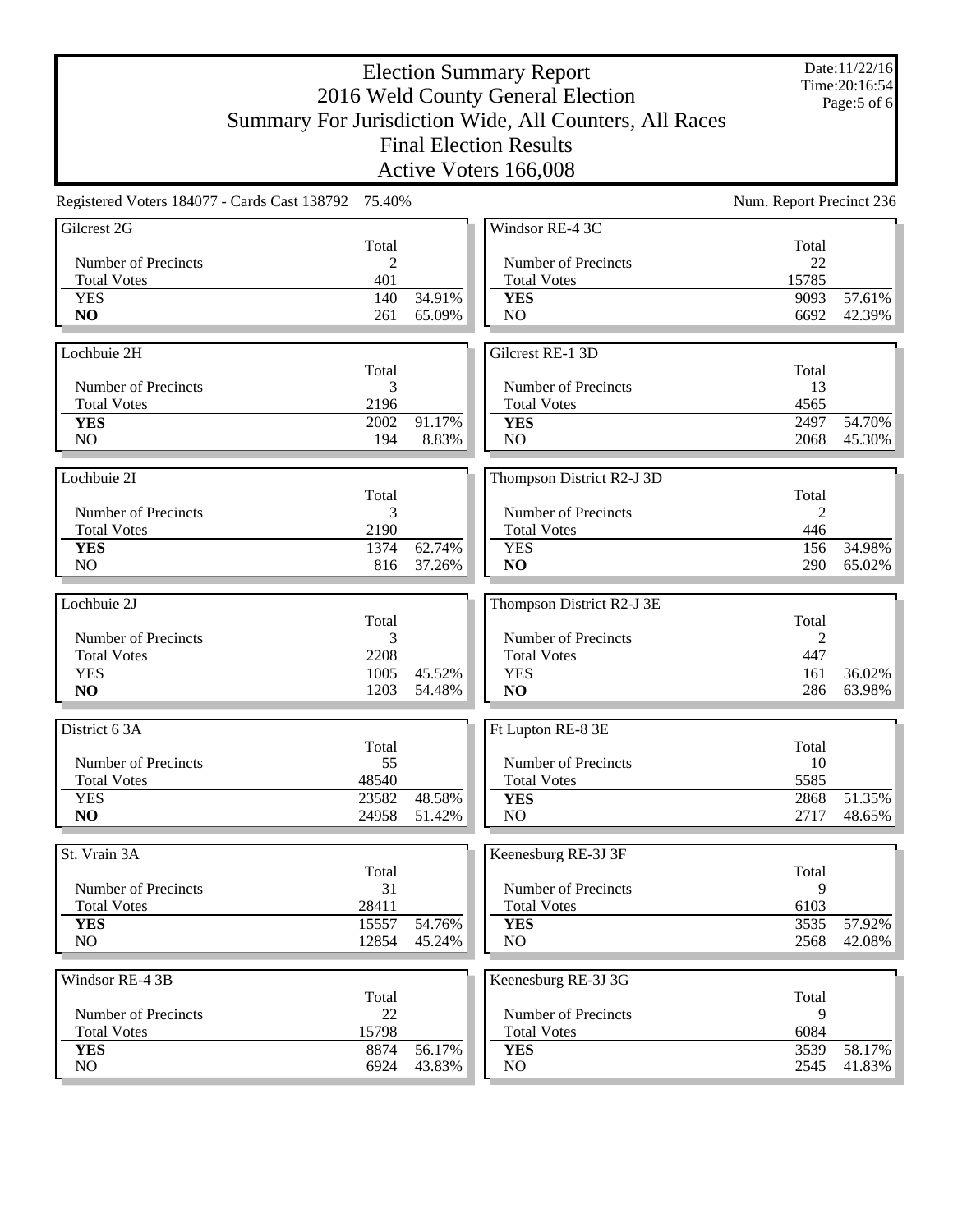# Election Summary Report
## 2016 Weld County General Election
## Summary For Jurisdiction Wide, All Counters, All Races
## Final Election Results
## Active Voters 166,008

Date:11/22/16
Time:20:16:54

Registered Voters 184077 - Cards Cast 138792 75.40%

Num. Report Precinct 236

### Gilcrest 2G

| | Total | |
|---|---|---|
| Number of Precincts | 2 | |
| Total Votes | 401 | |
| YES | 140 | 34.91% |
| **NO** | 261 | 65.09% |

### Lochbuie 2H

| | Total | |
|---|---|---|
| Number of Precincts | 3 | |
| Total Votes | 2196 | |
| **YES** | 2002 | 91.17% |
| NO | 194 | 8.83% |

### Lochbuie 2I

| | Total | |
|---|---|---|
| Number of Precincts | 3 | |
| Total Votes | 2190 | |
| **YES** | 1374 | 62.74% |
| NO | 816 | 37.26% |

### Lochbuie 2J

| | Total | |
|---|---|---|
| Number of Precincts | 3 | |
| Total Votes | 2208 | |
| YES | 1005 | 45.52% |
| **NO** | 1203 | 54.48% |

### District 6 3A

| | Total | |
|---|---|---|
| Number of Precincts | 55 | |
| Total Votes | 48540 | |
| YES | 23582 | 48.58% |
| **NO** | 24958 | 51.42% |

### St. Vrain 3A

| | Total | |
|---|---|---|
| Number of Precincts | 31 | |
| Total Votes | 28411 | |
| **YES** | 15557 | 54.76% |
| NO | 12854 | 45.24% |

### Windsor RE-4 3B

| | Total | |
|---|---|---|
| Number of Precincts | 22 | |
| Total Votes | 15798 | |
| **YES** | 8874 | 56.17% |
| NO | 6924 | 43.83% |

### Windsor RE-4 3C

| | Total | |
|---|---|---|
| Number of Precincts | 22 | |
| Total Votes | 15785 | |
| **YES** | 9093 | 57.61% |
| NO | 6692 | 42.39% |

### Gilcrest RE-1 3D

| | Total | |
|---|---|---|
| Number of Precincts | 13 | |
| Total Votes | 4565 | |
| **YES** | 2497 | 54.70% |
| NO | 2068 | 45.30% |

### Thompson District R2-J 3D

| | Total | |
|---|---|---|
| Number of Precincts | 2 | |
| Total Votes | 446 | |
| YES | 156 | 34.98% |
| **NO** | 290 | 65.02% |

### Thompson District R2-J 3E

| | Total | |
|---|---|---|
| Number of Precincts | 2 | |
| Total Votes | 447 | |
| YES | 161 | 36.02% |
| **NO** | 286 | 63.98% |

### Ft Lupton RE-8 3E

| | Total | |
|---|---|---|
| Number of Precincts | 10 | |
| Total Votes | 5585 | |
| **YES** | 2868 | 51.35% |
| NO | 2717 | 48.65% |

### Keenesburg RE-3J 3F

| | Total | |
|---|---|---|
| Number of Precincts | 9 | |
| Total Votes | 6103 | |
| **YES** | 3535 | 57.92% |
| NO | 2568 | 42.08% |

### Keenesburg RE-3J 3G

| | Total | |
|---|---|---|
| Number of Precincts | 9 | |
| Total Votes | 6084 | |
| **YES** | 3539 | 58.17% |
| NO | 2545 | 41.83% |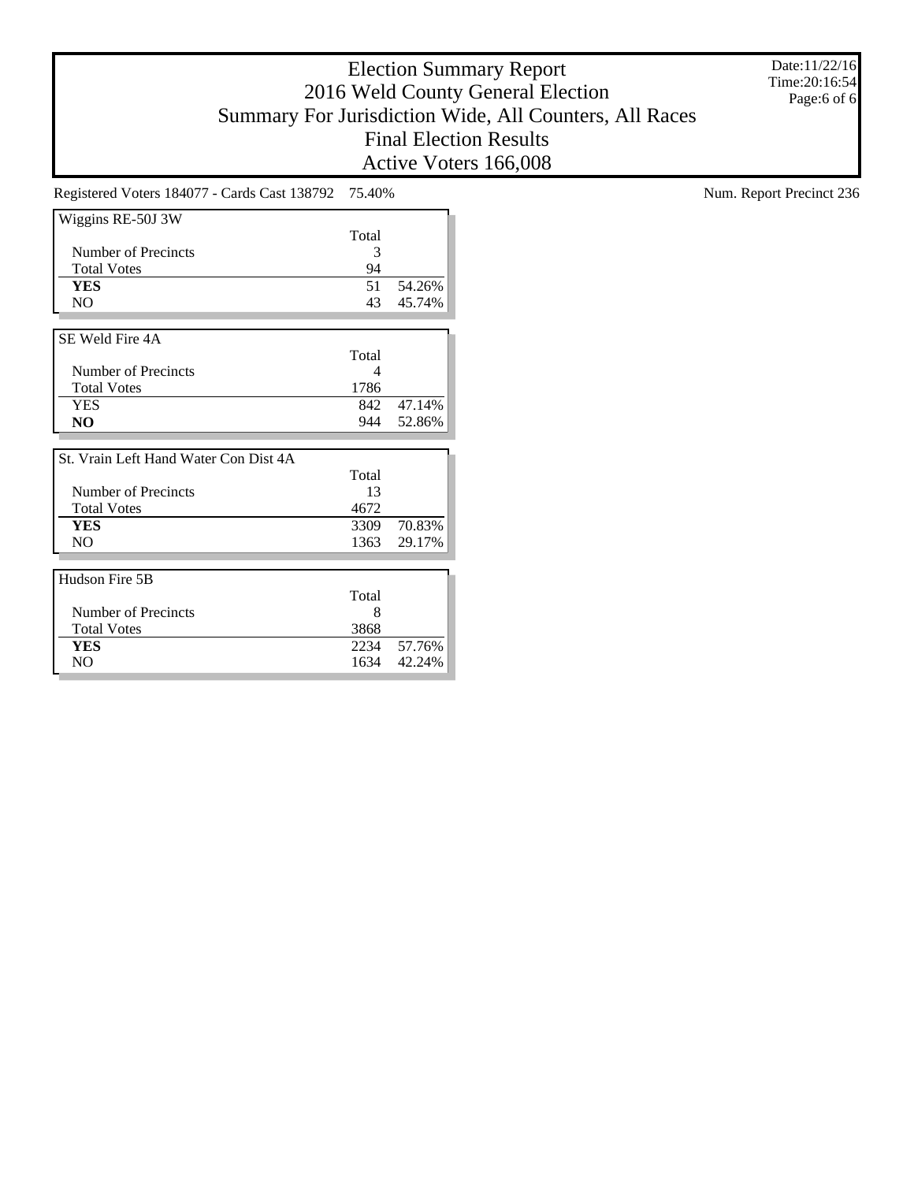# Election Summary Report
## 2016 Weld County General Election
## Summary For Jurisdiction Wide, All Counters, All Races
## Final Election Results
## Active Voters 166,008

Date:11/22/16
Time:20:16:54

Registered Voters 184077 - Cards Cast 138792 75.40%

Num. Report Precinct 236

| Wiggins RE-50J 3W | | |
|---|---|---|
| | Total | |
| Number of Precincts | 3 | |
| Total Votes | 94 | |
| **YES** | 51 | 54.26% |
| NO | 43 | 45.74% |

| SE Weld Fire 4A | | |
|---|---|---|
| | Total | |
| Number of Precincts | 4 | |
| Total Votes | 1786 | |
| YES | 842 | 47.14% |
| **NO** | 944 | 52.86% |

| St. Vrain Left Hand Water Con Dist 4A | | |
|---|---|---|
| | Total | |
| Number of Precincts | 13 | |
| Total Votes | 4672 | |
| **YES** | 3309 | 70.83% |
| NO | 1363 | 29.17% |

| Hudson Fire 5B | | |
|---|---|---|
| | Total | |
| Number of Precincts | 8 | |
| Total Votes | 3868 | |
| **YES** | 2234 | 57.76% |
| NO | 1634 | 42.24% |